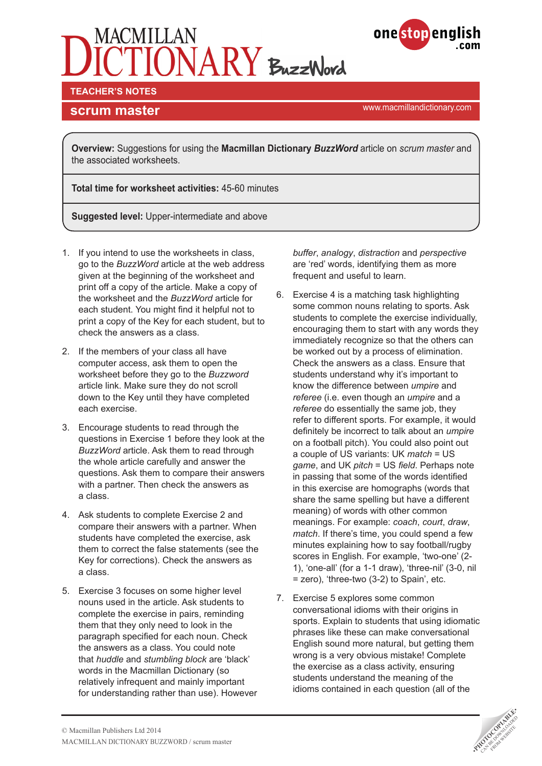# MACMILLAN DICTIONARY BuzzWord

onestopenglish.com

TEACHER'S NOTES

## scrum master

www.macmillandictionary.com

**Overview:** Suggestions for using the **Macmillan Dictionary *BuzzWord*** article on *scrum master* and the associated worksheets.

**Total time for worksheet activities:** 45-60 minutes

**Suggested level:** Upper-intermediate and above

1. If you intend to use the worksheets in class, go to the *BuzzWord* article at the web address given at the beginning of the worksheet and print off a copy of the article. Make a copy of the worksheet and the *BuzzWord* article for each student. You might find it helpful not to print a copy of the Key for each student, but to check the answers as a class.

2. If the members of your class all have computer access, ask them to open the worksheet before they go to the *Buzzword* article link. Make sure they do not scroll down to the Key until they have completed each exercise.

3. Encourage students to read through the questions in Exercise 1 before they look at the *BuzzWord* article. Ask them to read through the whole article carefully and answer the questions. Ask them to compare their answers with a partner. Then check the answers as a class.

4. Ask students to complete Exercise 2 and compare their answers with a partner. When students have completed the exercise, ask them to correct the false statements (see the Key for corrections). Check the answers as a class.

5. Exercise 3 focuses on some higher level nouns used in the article. Ask students to complete the exercise in pairs, reminding them that they only need to look in the paragraph specified for each noun. Check the answers as a class. You could note that *huddle* and *stumbling block* are 'black' words in the Macmillan Dictionary (so relatively infrequent and mainly important for understanding rather than use). However *buffer*, *analogy*, *distraction* and *perspective* are 'red' words, identifying them as more frequent and useful to learn.

6. Exercise 4 is a matching task highlighting some common nouns relating to sports. Ask students to complete the exercise individually, encouraging them to start with any words they immediately recognize so that the others can be worked out by a process of elimination. Check the answers as a class. Ensure that students understand why it's important to know the difference between *umpire* and *referee* (i.e. even though an *umpire* and a *referee* do essentially the same job, they refer to different sports. For example, it would definitely be incorrect to talk about an *umpire* on a football pitch). You could also point out a couple of US variants: UK *match* = US *game*, and UK *pitch* = US *field*. Perhaps note in passing that some of the words identified in this exercise are homographs (words that share the same spelling but have a different meaning) of words with other common meanings. For example: *coach*, *court*, *draw*, *match*. If there's time, you could spend a few minutes explaining how to say football/rugby scores in English. For example, 'two-one' (2-1), 'one-all' (for a 1-1 draw), 'three-nil' (3-0, nil = zero), 'three-two (3-2) to Spain', etc.

7. Exercise 5 explores some common conversational idioms with their origins in sports. Explain to students that using idiomatic phrases like these can make conversational English sound more natural, but getting them wrong is a very obvious mistake! Complete the exercise as a class activity, ensuring students understand the meaning of the idioms contained in each question (all of the

© Macmillan Publishers Ltd 2014
MACMILLAN DICTIONARY BUZZWORD / scrum master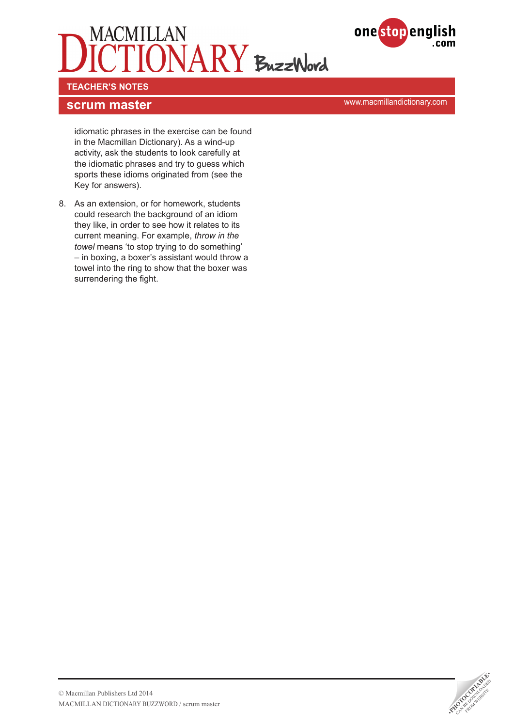idiomatic phrases in the exercise can be found in the Macmillan Dictionary). As a wind-up activity, ask the students to look carefully at the idiomatic phrases and try to guess which sports these idioms originated from (see the Key for answers).

8. As an extension, or for homework, students could research the background of an idiom they like, in order to see how it relates to its current meaning. For example, *throw in the towel* means 'to stop trying to do something' – in boxing, a boxer's assistant would throw a towel into the ring to show that the boxer was surrendering the fight.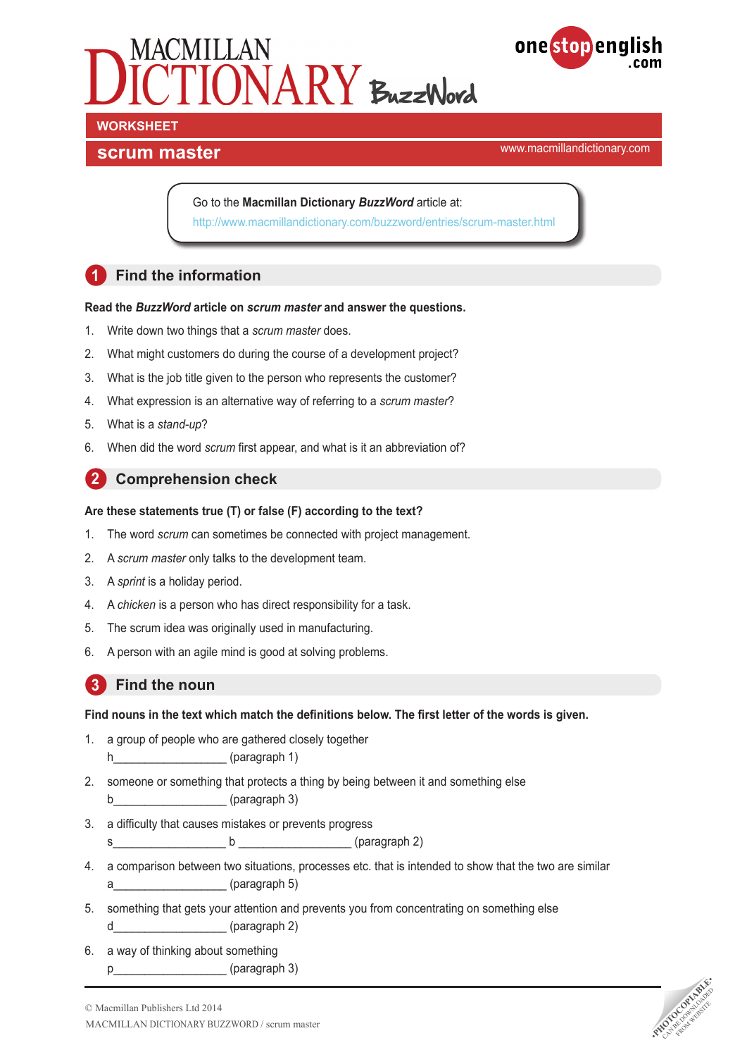MACMILLAN DICTIONARY BuzzWord

onestopenglish.com

WORKSHEET

## scrum master

www.macmillandictionary.com

Go to the **Macmillan Dictionary *BuzzWord*** article at:
http://www.macmillandictionary.com/buzzword/entries/scrum-master.html

## 1 Find the information

**Read the *BuzzWord* article on *scrum master* and answer the questions.**

1. Write down two things that a *scrum master* does.
2. What might customers do during the course of a development project?
3. What is the job title given to the person who represents the customer?
4. What expression is an alternative way of referring to a *scrum master*?
5. What is a *stand-up*?
6. When did the word *scrum* first appear, and what is it an abbreviation of?

## 2 Comprehension check

**Are these statements true (T) or false (F) according to the text?**

1. The word *scrum* can sometimes be connected with project management.
2. A *scrum master* only talks to the development team.
3. A *sprint* is a holiday period.
4. A *chicken* is a person who has direct responsibility for a task.
5. The scrum idea was originally used in manufacturing.
6. A person with an agile mind is good at solving problems.

## 3 Find the noun

**Find nouns in the text which match the definitions below. The first letter of the words is given.**

1. a group of people who are gathered closely together
   h_________________ (paragraph 1)
2. someone or something that protects a thing by being between it and something else
   b_________________ (paragraph 3)
3. a difficulty that causes mistakes or prevents progress
   s_________________ b _________________ (paragraph 2)
4. a comparison between two situations, processes etc. that is intended to show that the two are similar
   a_________________ (paragraph 5)
5. something that gets your attention and prevents you from concentrating on something else
   d_________________ (paragraph 2)
6. a way of thinking about something
   p_________________ (paragraph 3)

© Macmillan Publishers Ltd 2014
MACMILLAN DICTIONARY BUZZWORD / scrum master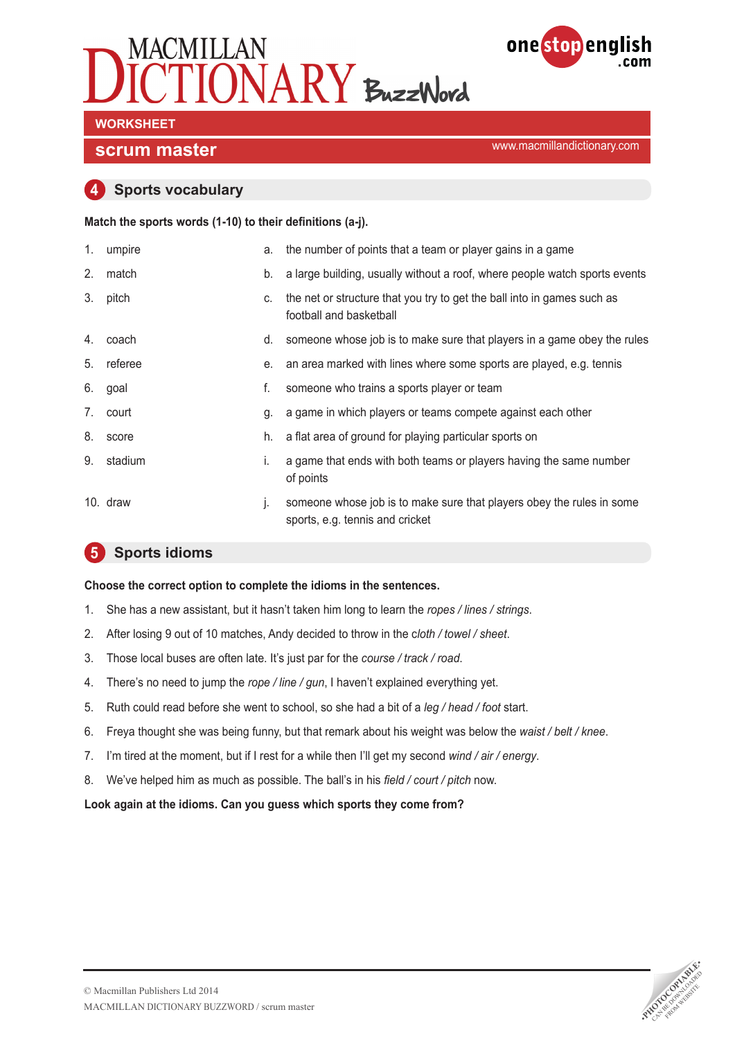# MACMILLAN DICTIONARY BuzzWord

**WORKSHEET**

## scrum master

www.macmillandictionary.com

## 4 Sports vocabulary

**Match the sports words (1-10) to their definitions (a-j).**

1. umpire
2. match
3. pitch
4. coach
5. referee
6. goal
7. court
8. score
9. stadium
10. draw

a. the number of points that a team or player gains in a game
b. a large building, usually without a roof, where people watch sports events
c. the net or structure that you try to get the ball into in games such as football and basketball
d. someone whose job is to make sure that players in a game obey the rules
e. an area marked with lines where some sports are played, e.g. tennis
f. someone who trains a sports player or team
g. a game in which players or teams compete against each other
h. a flat area of ground for playing particular sports on
i. a game that ends with both teams or players having the same number of points
j. someone whose job is to make sure that players obey the rules in some sports, e.g. tennis and cricket

## 5 Sports idioms

**Choose the correct option to complete the idioms in the sentences.**

1. She has a new assistant, but it hasn't taken him long to learn the *ropes / lines / strings*.
2. After losing 9 out of 10 matches, Andy decided to throw in the *cloth / towel / sheet*.
3. Those local buses are often late. It's just par for the *course / track / road*.
4. There's no need to jump the *rope / line / gun*, I haven't explained everything yet.
5. Ruth could read before she went to school, so she had a bit of a *leg / head / foot* start.
6. Freya thought she was being funny, but that remark about his weight was below the *waist / belt / knee*.
7. I'm tired at the moment, but if I rest for a while then I'll get my second *wind / air / energy*.
8. We've helped him as much as possible. The ball's in his *field / court / pitch* now.

**Look again at the idioms. Can you guess which sports they come from?**

© Macmillan Publishers Ltd 2014
MACMILLAN DICTIONARY BUZZWORD / scrum master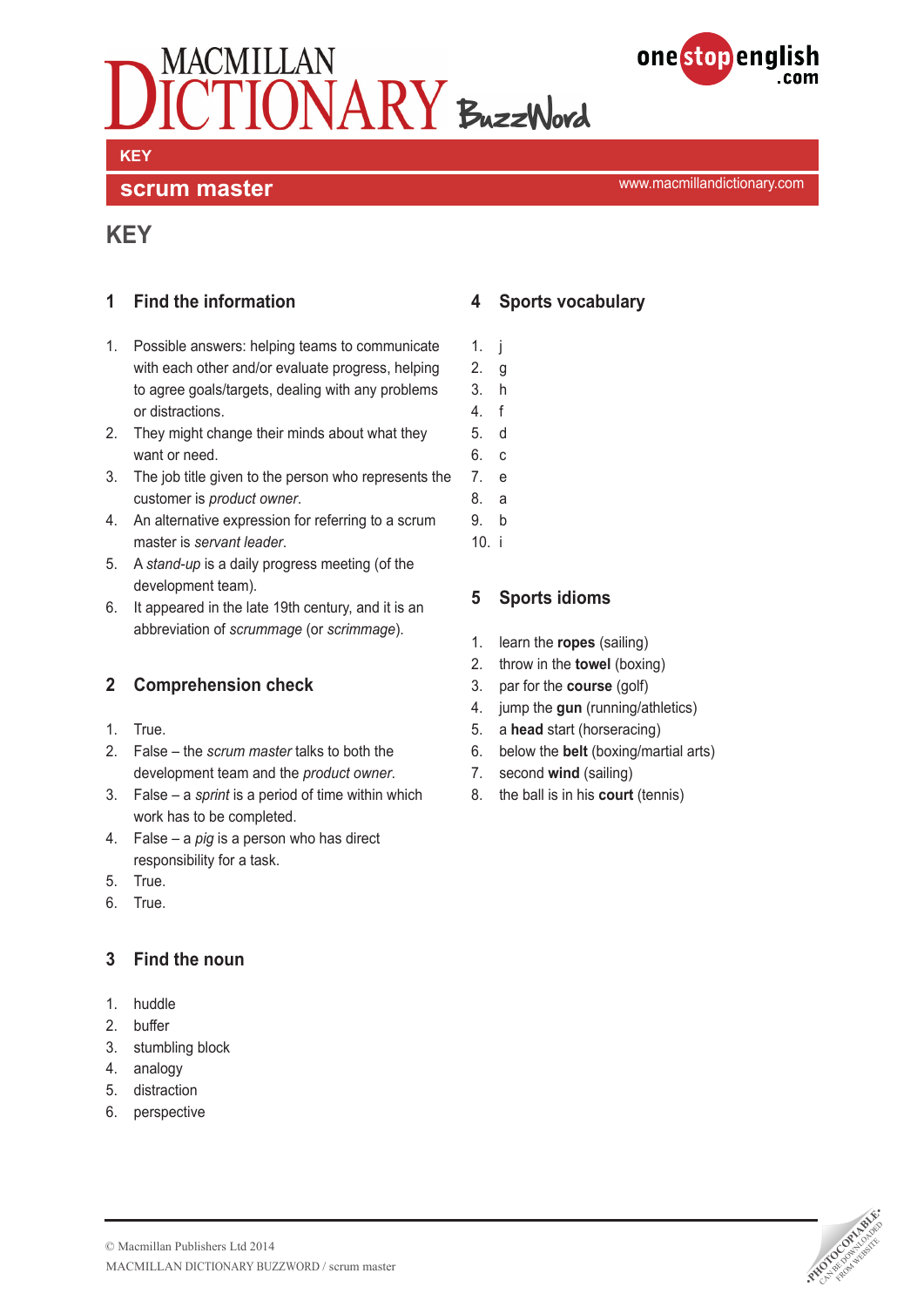MACMILLAN DICTIONARY BuzzWord

onestopenglish.com

KEY

**scrum master**

www.macmillandictionary.com

# KEY

## 1 Find the information

1. Possible answers: helping teams to communicate with each other and/or evaluate progress, helping to agree goals/targets, dealing with any problems or distractions.
2. They might change their minds about what they want or need.
3. The job title given to the person who represents the customer is *product owner*.
4. An alternative expression for referring to a scrum master is *servant leader*.
5. A *stand-up* is a daily progress meeting (of the development team).
6. It appeared in the late 19th century, and it is an abbreviation of *scrummage* (or *scrimmage*).

## 2 Comprehension check

1. True.
2. False – the *scrum master* talks to both the development team and the *product owner*.
3. False – a *sprint* is a period of time within which work has to be completed.
4. False – a *pig* is a person who has direct responsibility for a task.
5. True.
6. True.

## 3 Find the noun

1. huddle
2. buffer
3. stumbling block
4. analogy
5. distraction
6. perspective

## 4 Sports vocabulary

1. j
2. g
3. h
4. f
5. d
6. c
7. e
8. a
9. b
10. i

## 5 Sports idioms

1. learn the **ropes** (sailing)
2. throw in the **towel** (boxing)
3. par for the **course** (golf)
4. jump the **gun** (running/athletics)
5. a **head** start (horseracing)
6. below the **belt** (boxing/martial arts)
7. second **wind** (sailing)
8. the ball is in his **court** (tennis)

© Macmillan Publishers Ltd 2014
MACMILLAN DICTIONARY BUZZWORD / scrum master

PHOTOCOPIABLE CAN BE DOWNLOADED FROM WEBSITE